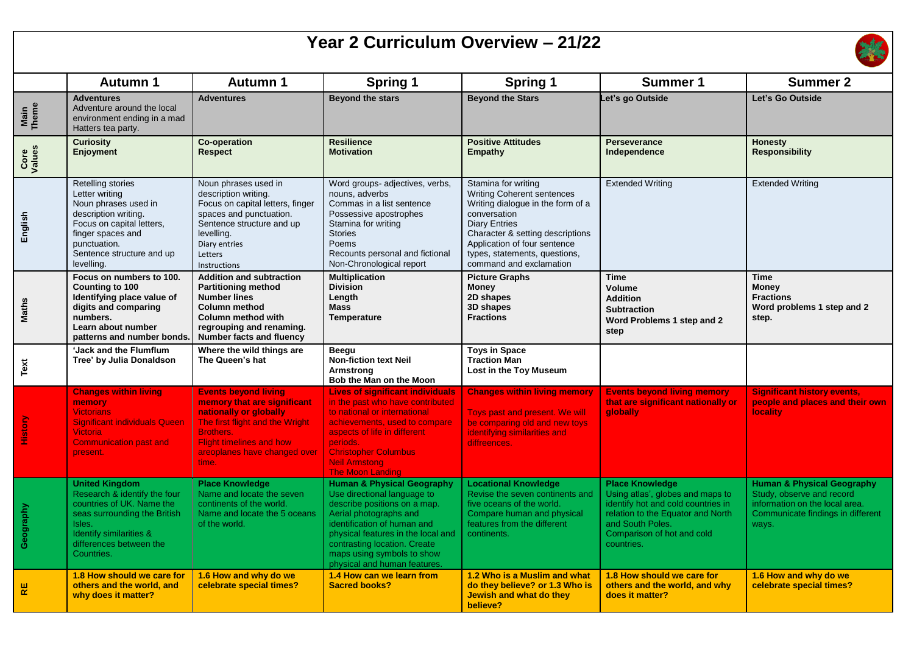# Year 2 Curriculum Overview – 21/22

| | Autumn 1 | Autumn 1 | Spring 1 | Spring 1 | Summer 1 | Summer 2 |
|---|---|---|---|---|---|---|
| **Main Theme** | **Adventures**<br>Adventure around the local environment ending in a mad Hatters tea party. | **Adventures** | **Beyond the stars** | **Beyond the Stars** | **Let's go Outside** | **Let's Go Outside** |
| **Core Values** | **Curiosity**<br>**Enjoyment** | **Co-operation**<br>**Respect** | **Resilience**<br>**Motivation** | **Positive Attitudes**<br>**Empathy** | **Perseverance**<br>**Independence** | **Honesty**<br>**Responsibility** |
| **English** | Retelling stories<br>Letter writing<br>Noun phrases used in description writing.<br>Focus on capital letters, finger spaces and punctuation.<br>Sentence structure and up levelling. | Noun phrases used in description writing.<br>Focus on capital letters, finger spaces and punctuation.<br>Sentence structure and up levelling.<br>Diary entries<br>Letters<br>Instructions | Word groups- adjectives, verbs, nouns, adverbs<br>Commas in a list sentence<br>Possessive apostrophes<br>Stamina for writing<br>Stories<br>Poems<br>Recounts personal and fictional<br>Non-Chronological report | Stamina for writing<br>Writing Coherent sentences<br>Writing dialogue in the form of a conversation<br>Diary Entries<br>Character & setting descriptions<br>Application of four sentence types, statements, questions, command and exclamation | Extended Writing | Extended Writing |
| **Maths** | **Focus on numbers to 100.**<br>**Counting to 100**<br>**Identifying place value of digits and comparing numbers.**<br>**Learn about number patterns and number bonds.** | **Addition and subtraction**<br>**Partitioning method**<br>**Number lines**<br>**Column method**<br>**Column method with regrouping and renaming.**<br>**Number facts and fluency** | **Multiplication**<br>**Division**<br>**Length**<br>**Mass**<br>**Temperature** | **Picture Graphs**<br>**Money**<br>**2D shapes**<br>**3D shapes**<br>**Fractions** | **Time**<br>**Volume**<br>**Addition**<br>**Subtraction**<br>**Word Problems 1 step and 2 step** | **Time**<br>**Money**<br>**Fractions**<br>**Word problems 1 step and 2 step.** |
| **Text** | **'Jack and the Flumflum Tree' by Julia Donaldson** | **Where the wild things are**<br>**The Queen's hat** | **Beegu**<br>**Non-fiction text Neil Armstrong**<br>**Bob the Man on the Moon** | **Toys in Space**<br>**Traction Man**<br>**Lost in the Toy Museum** | | |
| **History** | **Changes within living memory**<br>Victorians<br>Significant individuals Queen Victoria<br>Communication past and present. | **Events beyond living memory that are significant nationally or globally**<br>The first flight and the Wright Brothers.<br>Flight timelines and how areoplanes have changed over time. | **Lives of significant individuals** in the past who have contributed to national or international achievements, used to compare aspects of life in different periods.<br>Christopher Columbus<br>Neil Armstrong<br>The Moon Landing | **Changes within living memory**<br><br>Toys past and present. We will be comparing old and new toys identifying similarities and diffreences. | **Events beyond living memory that are significant nationally or globally** | **Significant history events, people and places and their own locality** |
| **Geography** | **United Kingdom**<br>Research & identify the four countries of UK. Name the seas surrounding the British Isles.<br>Identify similarities & differences between the Countries. | **Place Knowledge**<br>Name and locate the seven continents of the world.<br>Name and locate the 5 oceans of the world. | **Human & Physical Geography**<br>Use directional language to describe positions on a map.<br>Aerial photographs and identification of human and physical features in the local and contrasting location. Create maps using symbols to show physical and human features. | **Locational Knowledge**<br>Revise the seven continents and five oceans of the world.<br>Compare human and physical features from the different continents. | **Place Knowledge**<br>Using atlas', globes and maps to identify hot and cold countries in relation to the Equator and North and South Poles.<br>Comparison of hot and cold countries. | **Human & Physical Geography**<br>Study, observe and record information on the local area. Communicate findings in different ways. |
| **RE** | **1.8 How should we care for others and the world, and why does it matter?** | **1.6 How and why do we celebrate special times?** | **1.4 How can we learn from Sacred books?** | **1.2 Who is a Muslim and what do they believe? or 1.3 Who is Jewish and what do they believe?** | **1.8 How should we care for others and the world, and why does it matter?** | **1.6 How and why do we celebrate special times?** |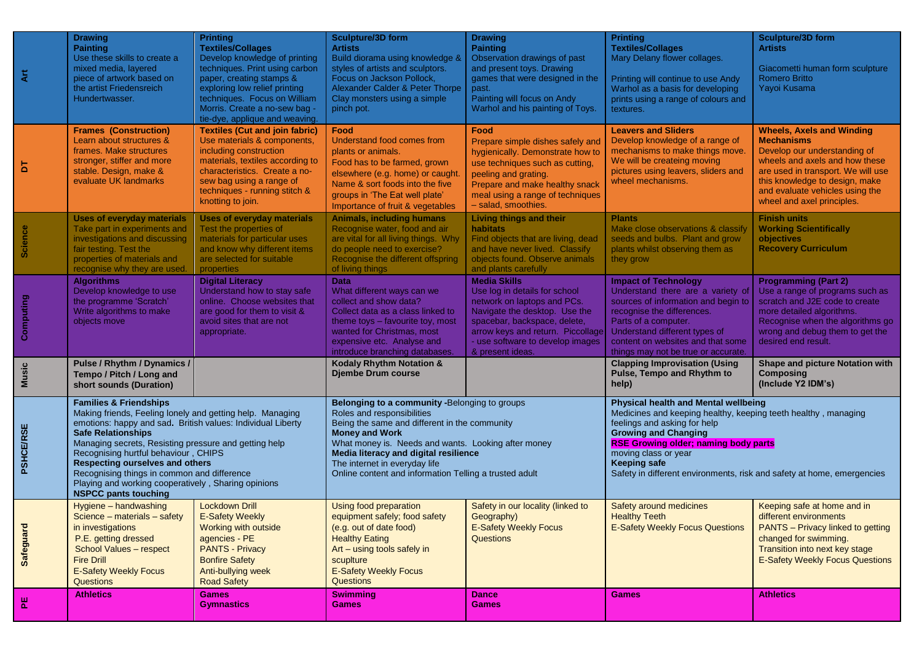| | | | | | | |
|---|---|---|---|---|---|---|
| **Art** | **Drawing**<br>**Painting**<br>Use these skills to create a mixed media, layered piece of artwork based on the artist Friedensreich Hundertwasser. | **Printing**<br>**Textiles/Collages**<br>Develop knowledge of printing techniques. Print using carbon paper, creating stamps & exploring low relief printing techniques. Focus on William Morris. Create a no-sew bag - tie-dye, applique and weaving. | **Sculpture/3D form**<br>**Artists**<br>Build diorama using knowledge & styles of artists and sculptors. Focus on Jackson Pollock, Alexander Calder & Peter Thorpe<br>Clay monsters using a simple pinch pot. | **Drawing**<br>**Painting**<br>Observation drawings of past and present toys. Drawing games that were designed in the past.<br>Painting will focus on Andy Warhol and his painting of Toys. | **Printing**<br>**Textiles/Collages**<br>Mary Delany flower collages.<br><br>Printing will continue to use Andy Warhol as a basis for developing prints using a range of colours and textures. | **Sculpture/3D form**<br>**Artists**<br><br>Giacometti human form sculpture<br>Romero Britto<br>Yayoi Kusama |
| **DT** | **Frames (Construction)**<br>Learn about structures & frames. Make structures stronger, stiffer and more stable. Design, make & evaluate UK landmarks | **Textiles (Cut and join fabric)**<br>Use materials & components, including construction materials, textiles according to characteristics. Create a no-sew bag using a range of techniques - running stitch & knotting to join. | **Food**<br>Understand food comes from plants or animals.<br>Food has to be farmed, grown elsewhere (e.g. home) or caught.<br>Name & sort foods into the five groups in 'The Eat well plate'<br>Importance of fruit & vegetables | **Food**<br>Prepare simple dishes safely and hygienically. Demonstrate how to use techniques such as cutting, peeling and grating.<br>Prepare and make healthy snack meal using a range of techniques – salad, smoothies. | **Leavers and Sliders**<br>Develop knowledge of a range of mechanisms to make things move. We will be createing moving pictures using leavers, sliders and wheel mechanisms. | **Wheels, Axels and Winding Mechanisms**<br>Develop our understanding of wheels and axels and how these are used in transport. We will use this knowledge to design, make and evaluate vehicles using the wheel and axel principles. |
| **Science** | **Uses of everyday materials**<br>Take part in experiments and investigations and discussing fair testing. Test the properties of materials and recognise why they are used. | **Uses of everyday materials**<br>Test the properties of materials for particular uses and know why different items are selected for suitable properties | **Animals, including humans**<br>Recognise water, food and air are vital for all living things. Why do people need to exercise? Recognise the different offspring of living things | **Living things and their habitats**<br>Find objects that are living, dead and have never lived. Classify objects found. Observe animals and plants carefully | **Plants**<br>Make close observations & classify seeds and bulbs. Plant and grow plants whilst observing them as they grow | **Finish units**<br>**Working Scientifically objectives**<br>**Recovery Curriculum** |
| **Computing** | **Algorithms**<br>Develop knowledge to use the programme 'Scratch'<br>Write algorithms to make objects move | **Digital Literacy**<br>Understand how to stay safe online. Choose websites that are good for them to visit & avoid sites that are not appropriate. | **Data**<br>What different ways can we collect and show data?<br>Collect data as a class linked to theme toys – favourite toy, most wanted for Christmas, most expensive etc. Analyse and introduce branching databases. | **Media Skills**<br>Use log in details for school network on laptops and PCs. Navigate the desktop. Use the spacebar, backspace, delete, arrow keys and return. Piccollage - use software to develop images & present ideas. | **Impact of Technology**<br>Understand there are a variety of sources of information and begin to recognise the differences.<br>Parts of a computer.<br>Understand different types of content on websites and that some things may not be true or accurate. | **Programming (Part 2)**<br>Use a range of programs such as scratch and J2E code to create more detailed algorithms. Recognise when the algorithms go wrong and debug them to get the desired end result. |
| **Music** | **Pulse / Rhythm / Dynamics / Tempo / Pitch / Long and short sounds (Duration)** | | **Kodaly Rhythm Notation & Djembe Drum course** | | **Clapping Improvisation (Using Pulse, Tempo and Rhythm to help)** | **Shape and picture Notation with Composing (Include Y2 IDM's)** |
| **PSHCE/RSE** | **Families & Friendships**<br>Making friends, Feeling lonely and getting help. Managing emotions: happy and sad. British values: Individual Liberty<br>**Safe Relationships**<br>Managing secrets, Resisting pressure and getting help<br>Recognising hurtful behaviour , CHIPS<br>**Respecting ourselves and others**<br>Recognising things in common and difference<br>Playing and working cooperatively , Sharing opinions<br>**NSPCC pants touching** | | **Belonging to a community -**Belonging to groups<br>Roles and responsibilities<br>Being the same and different in the community<br>**Money and Work**<br>What money is. Needs and wants. Looking after money<br>**Media literacy and digital resilience**<br>The internet in everyday life<br>Online content and information Telling a trusted adult | | **Physical health and Mental wellbeing**<br>Medicines and keeping healthy, keeping teeth healthy , managing feelings and asking for help<br>**Growing and Changing**<br>**RSE Growing older; naming body parts**<br>moving class or year<br>**Keeping safe**<br>Safety in different environments, risk and safety at home, emergencies | |
| **Safeguard** | Hygiene – handwashing<br>Science – materials – safety in investigations<br>P.E. getting dressed<br>School Values – respect<br>Fire Drill<br>E-Safety Weekly Focus Questions | Lockdown Drill<br>E-Safety Weekly<br>Working with outside agencies - PE<br>PANTS - Privacy<br>Bonfire Safety<br>Anti-bullying week<br>Road Safety | Using food preparation equipment safely; food safety (e.g. out of date food)<br>Healthy Eating<br>Art – using tools safely in scuplture<br>E-Safety Weekly Focus Questions | Safety in our locality (linked to Geography)<br>E-Safety Weekly Focus Questions | Safety around medicines<br>Healthy Teeth<br>E-Safety Weekly Focus Questions | Keeping safe at home and in different environments<br>PANTS – Privacy linked to getting changed for swimming.<br>Transition into next key stage<br>E-Safety Weekly Focus Questions |
| **PE** | **Athletics** | **Games**<br>**Gymnastics** | **Swimming**<br>**Games** | **Dance**<br>**Games** | **Games** | **Athletics** |